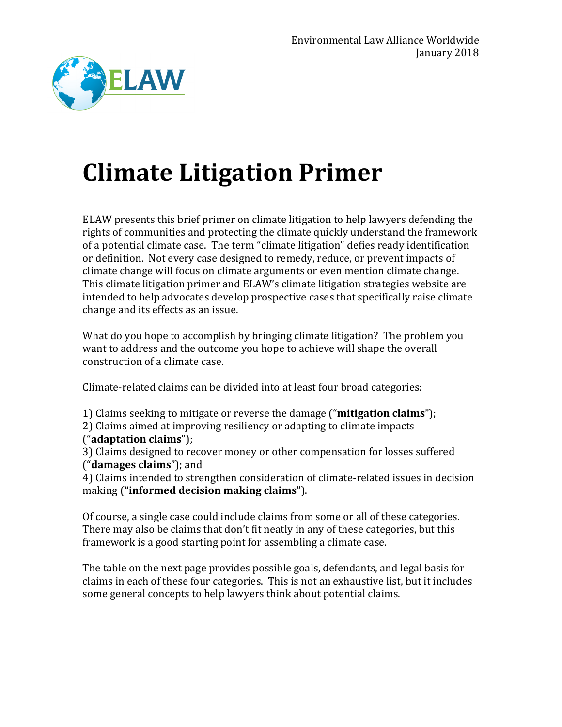Environmental Law Alliance Worldwide
January 2018

ELAW

# Climate Litigation Primer

ELAW presents this brief primer on climate litigation to help lawyers defending the rights of communities and protecting the climate quickly understand the framework of a potential climate case. The term "climate litigation" defies ready identification or definition. Not every case designed to remedy, reduce, or prevent impacts of climate change will focus on climate arguments or even mention climate change. This climate litigation primer and ELAW's climate litigation strategies website are intended to help advocates develop prospective cases that specifically raise climate change and its effects as an issue.

What do you hope to accomplish by bringing climate litigation? The problem you want to address and the outcome you hope to achieve will shape the overall construction of a climate case.

Climate-related claims can be divided into at least four broad categories:

1) Claims seeking to mitigate or reverse the damage ("**mitigation claims**");
2) Claims aimed at improving resiliency or adapting to climate impacts ("**adaptation claims**");
3) Claims designed to recover money or other compensation for losses suffered ("**damages claims**"); and
4) Claims intended to strengthen consideration of climate-related issues in decision making (**"informed decision making claims"**).

Of course, a single case could include claims from some or all of these categories. There may also be claims that don't fit neatly in any of these categories, but this framework is a good starting point for assembling a climate case.

The table on the next page provides possible goals, defendants, and legal basis for claims in each of these four categories. This is not an exhaustive list, but it includes some general concepts to help lawyers think about potential claims.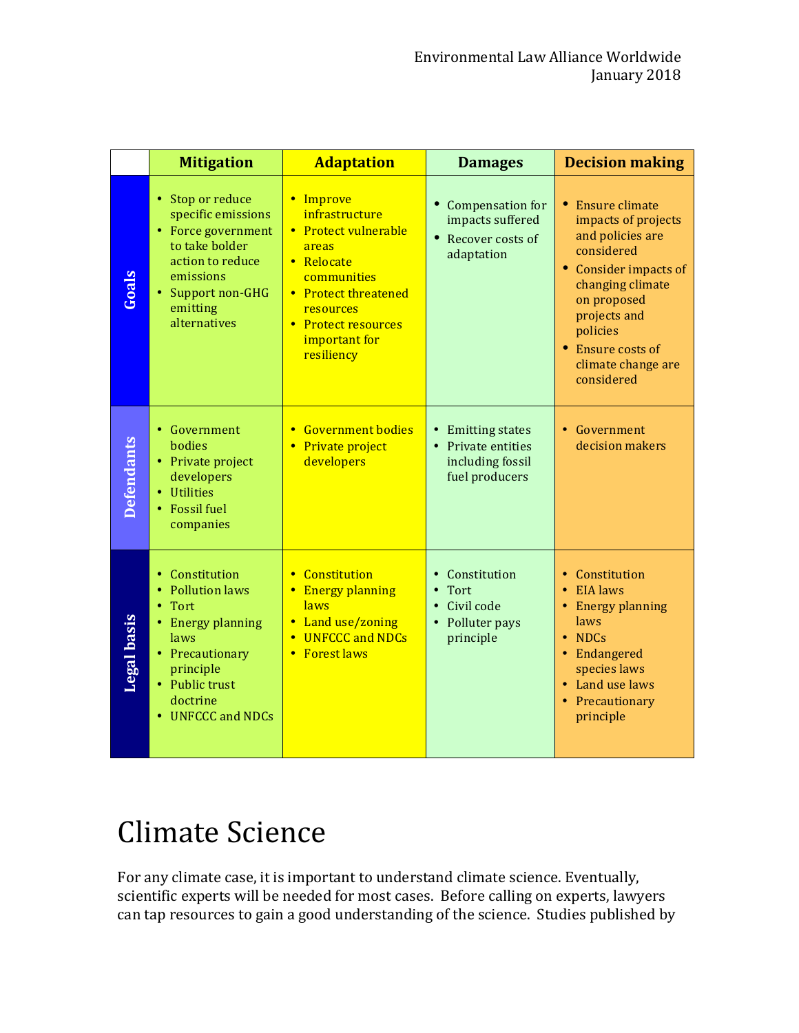| | Mitigation | Adaptation | Damages | Decision making |
|---|---|---|---|---|
| **Goals** | • Stop or reduce specific emissions<br>• Force government to take bolder action to reduce emissions<br>• Support non-GHG emitting alternatives | • Improve infrastructure<br>• Protect vulnerable areas<br>• Relocate communities<br>• Protect threatened resources<br>• Protect resources important for resiliency | • Compensation for impacts suffered<br>• Recover costs of adaptation | • Ensure climate impacts of projects and policies are considered<br>• Consider impacts of changing climate on proposed projects and policies<br>• Ensure costs of climate change are considered |
| **Defendants** | • Government bodies<br>• Private project developers<br>• Utilities<br>• Fossil fuel companies | • Government bodies<br>• Private project developers | • Emitting states<br>• Private entities including fossil fuel producers | • Government decision makers |
| **Legal basis** | • Constitution<br>• Pollution laws<br>• Tort<br>• Energy planning laws<br>• Precautionary principle<br>• Public trust doctrine<br>• UNFCCC and NDCs | • Constitution<br>• Energy planning laws<br>• Land use/zoning<br>• UNFCCC and NDCs<br>• Forest laws | • Constitution<br>• Tort<br>• Civil code<br>• Polluter pays principle | • Constitution<br>• EIA laws<br>• Energy planning laws<br>• NDCs<br>• Endangered species laws<br>• Land use laws<br>• Precautionary principle |

# Climate Science

For any climate case, it is important to understand climate science. Eventually, scientific experts will be needed for most cases. Before calling on experts, lawyers can tap resources to gain a good understanding of the science. Studies published by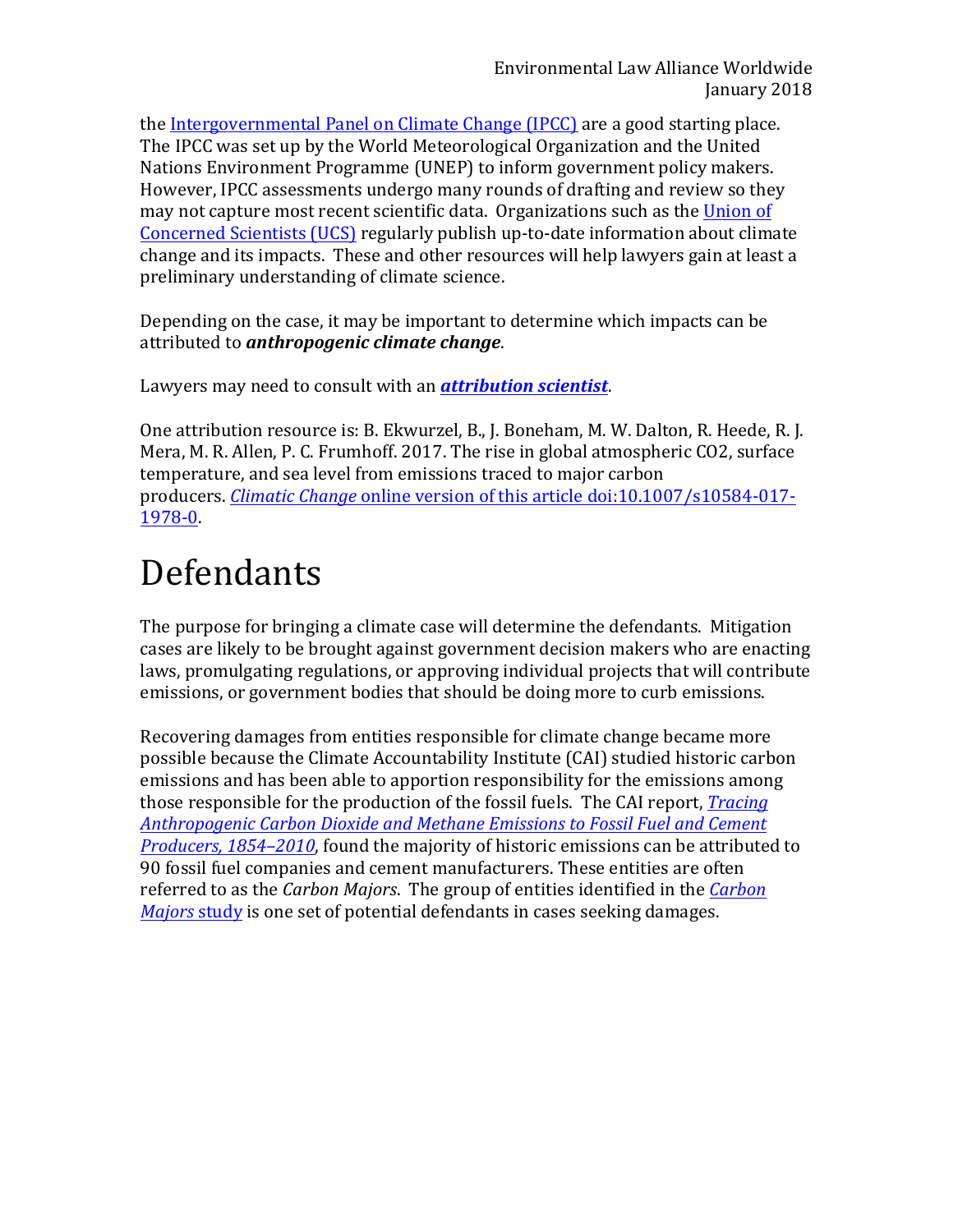the [Intergovernmental Panel on Climate Change (IPCC)]() are a good starting place. The IPCC was set up by the World Meteorological Organization and the United Nations Environment Programme (UNEP) to inform government policy makers. However, IPCC assessments undergo many rounds of drafting and review so they may not capture most recent scientific data. Organizations such as the [Union of Concerned Scientists (UCS)]() regularly publish up-to-date information about climate change and its impacts. These and other resources will help lawyers gain at least a preliminary understanding of climate science.

Depending on the case, it may be important to determine which impacts can be attributed to ***anthropogenic climate change***.

Lawyers may need to consult with an [***attribution scientist***]().

One attribution resource is: B. Ekwurzel, B., J. Boneham, M. W. Dalton, R. Heede, R. J. Mera, M. R. Allen, P. C. Frumhoff. 2017. The rise in global atmospheric CO2, surface temperature, and sea level from emissions traced to major carbon producers. [*Climatic Change* online version of this article doi:10.1007/s10584-017-1978-0]().

# Defendants

The purpose for bringing a climate case will determine the defendants. Mitigation cases are likely to be brought against government decision makers who are enacting laws, promulgating regulations, or approving individual projects that will contribute emissions, or government bodies that should be doing more to curb emissions.

Recovering damages from entities responsible for climate change became more possible because the Climate Accountability Institute (CAI) studied historic carbon emissions and has been able to apportion responsibility for the emissions among those responsible for the production of the fossil fuels. The CAI report, [*Tracing Anthropogenic Carbon Dioxide and Methane Emissions to Fossil Fuel and Cement Producers, 1854–2010*](), found the majority of historic emissions can be attributed to 90 fossil fuel companies and cement manufacturers. These entities are often referred to as the *Carbon Majors*. The group of entities identified in the [*Carbon Majors* study]() is one set of potential defendants in cases seeking damages.